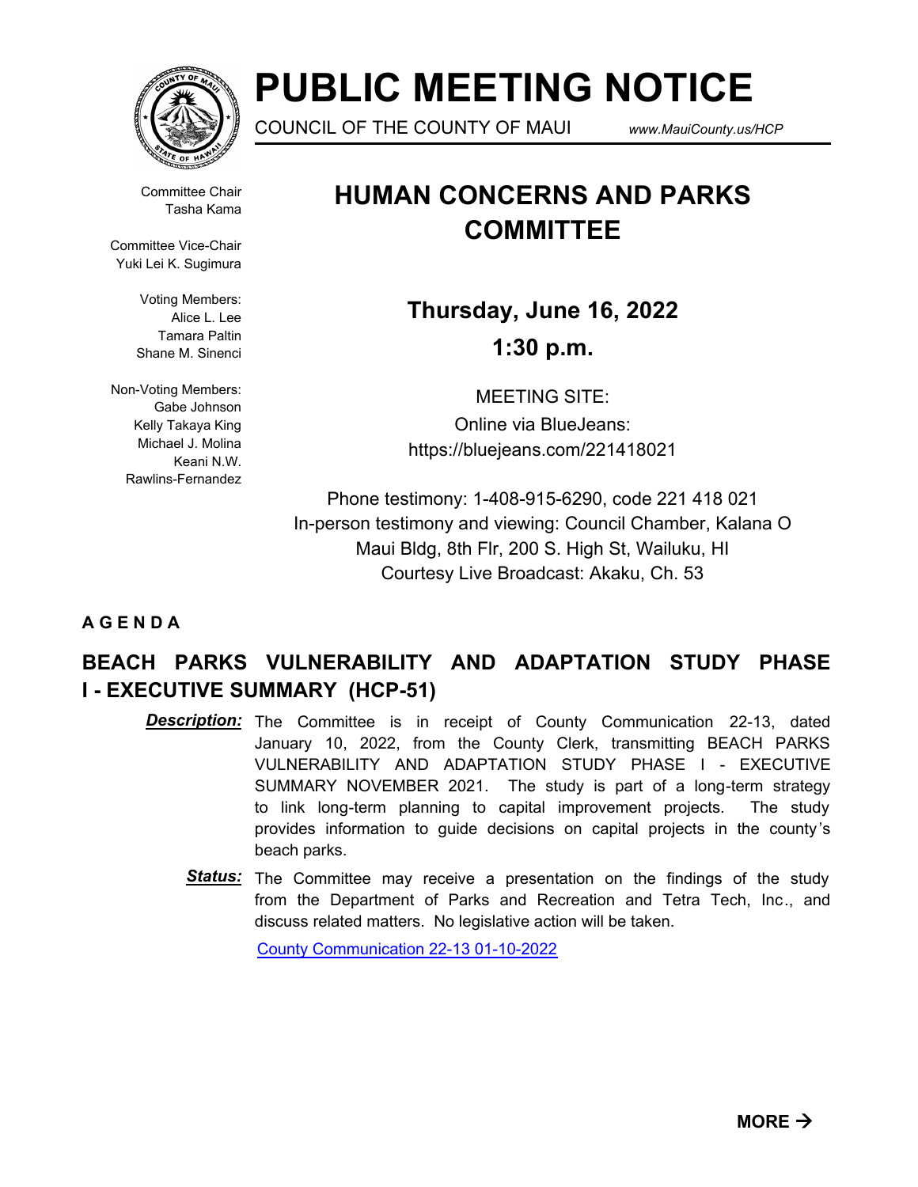# PUBLIC MEETING NOTICE

COUNCIL OF THE COUNTY OF MAUI www.MauiCounty.us/HCP

Committee Chair
Tasha Kama

Committee Vice-Chair
Yuki Lei K. Sugimura

Voting Members:
Alice L. Lee
Tamara Paltin
Shane M. Sinenci

Non-Voting Members:
Gabe Johnson
Kelly Takaya King
Michael J. Molina
Keani N.W. Rawlins-Fernandez

## HUMAN CONCERNS AND PARKS COMMITTEE

**Thursday, June 16, 2022**

**1:30 p.m.**

MEETING SITE:
Online via BlueJeans:
https://bluejeans.com/221418021

Phone testimony: 1-408-915-6290, code 221 418 021
In-person testimony and viewing: Council Chamber, Kalana O Maui Bldg, 8th Flr, 200 S. High St, Wailuku, HI
Courtesy Live Broadcast: Akaku, Ch. 53

**A G E N D A**

### BEACH PARKS VULNERABILITY AND ADAPTATION STUDY PHASE I - EXECUTIVE SUMMARY (HCP-51)

***Description:*** The Committee is in receipt of County Communication 22-13, dated January 10, 2022, from the County Clerk, transmitting BEACH PARKS VULNERABILITY AND ADAPTATION STUDY PHASE I - EXECUTIVE SUMMARY NOVEMBER 2021. The study is part of a long-term strategy to link long-term planning to capital improvement projects. The study provides information to guide decisions on capital projects in the county's beach parks.

***Status:*** The Committee may receive a presentation on the findings of the study from the Department of Parks and Recreation and Tetra Tech, Inc., and discuss related matters. No legislative action will be taken.

County Communication 22-13 01-10-2022

**MORE →**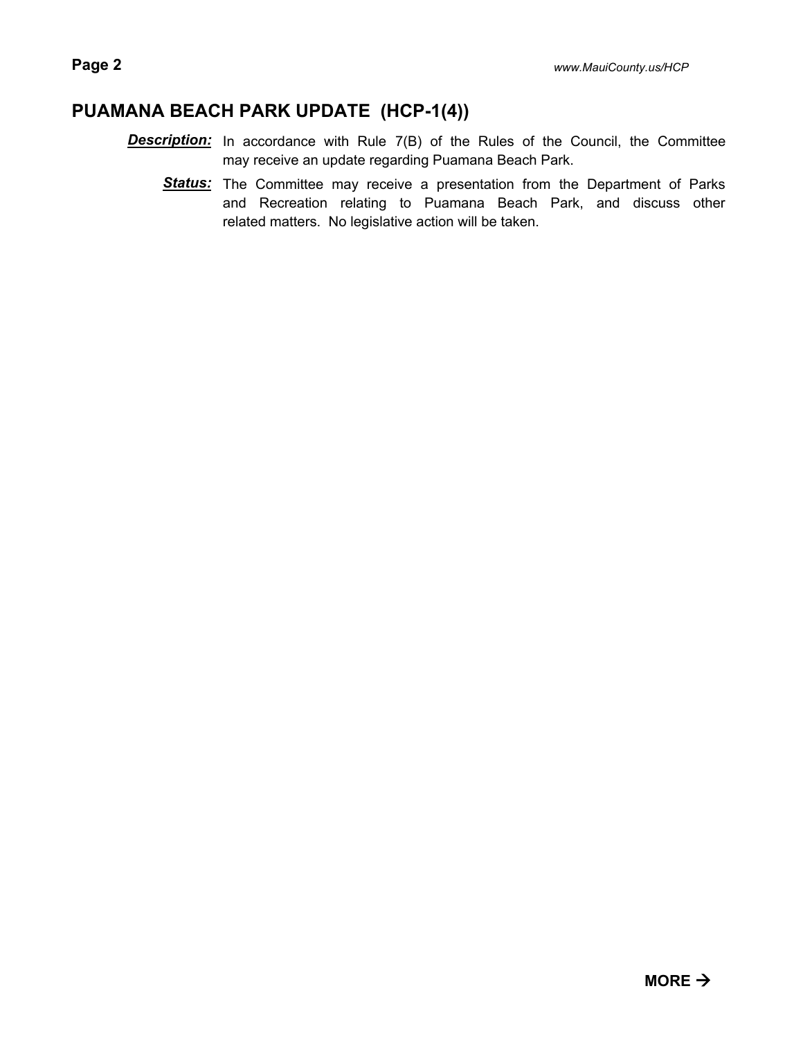## PUAMANA BEACH PARK UPDATE (HCP-1(4))

***Description:*** In accordance with Rule 7(B) of the Rules of the Council, the Committee may receive an update regarding Puamana Beach Park.

***Status:*** The Committee may receive a presentation from the Department of Parks and Recreation relating to Puamana Beach Park, and discuss other related matters. No legislative action will be taken.

**MORE →**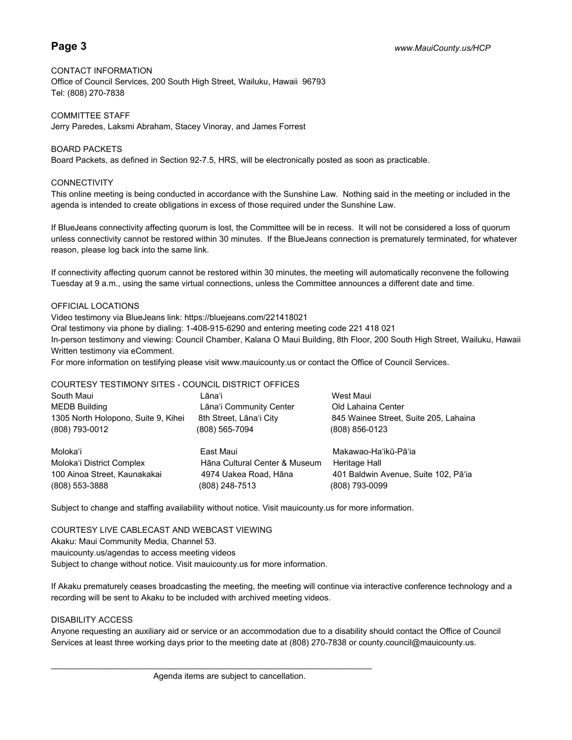CONTACT INFORMATION
Office of Council Services, 200 South High Street, Wailuku, Hawaii 96793
Tel: (808) 270-7838

COMMITTEE STAFF
Jerry Paredes, Laksmi Abraham, Stacey Vinoray, and James Forrest

BOARD PACKETS
Board Packets, as defined in Section 92-7.5, HRS, will be electronically posted as soon as practicable.

CONNECTIVITY
This online meeting is being conducted in accordance with the Sunshine Law. Nothing said in the meeting or included in the agenda is intended to create obligations in excess of those required under the Sunshine Law.

If BlueJeans connectivity affecting quorum is lost, the Committee will be in recess. It will not be considered a loss of quorum unless connectivity cannot be restored within 30 minutes. If the BlueJeans connection is prematurely terminated, for whatever reason, please log back into the same link.

If connectivity affecting quorum cannot be restored within 30 minutes, the meeting will automatically reconvene the following Tuesday at 9 a.m., using the same virtual connections, unless the Committee announces a different date and time.

OFFICIAL LOCATIONS
Video testimony via BlueJeans link: https://bluejeans.com/221418021
Oral testimony via phone by dialing: 1-408-915-6290 and entering meeting code 221 418 021
In-person testimony and viewing: Council Chamber, Kalana O Maui Building, 8th Floor, 200 South High Street, Wailuku, Hawaii
Written testimony via eComment.
For more information on testifying please visit www.mauicounty.us or contact the Office of Council Services.

COURTESY TESTIMONY SITES - COUNCIL DISTRICT OFFICES

| | | |
|---|---|---|
| South Maui<br>MEDB Building<br>1305 North Holopono, Suite 9, Kihei<br>(808) 793-0012 | Lāna'i<br>Lāna'i Community Center<br>8th Street, Lāna'i City<br>(808) 565-7094 | West Maui<br>Old Lahaina Center<br>845 Wainee Street, Suite 205, Lahaina<br>(808) 856-0123 |
| Moloka'i<br>Moloka'i District Complex<br>100 Ainoa Street, Kaunakakai<br>(808) 553-3888 | East Maui<br>Hāna Cultural Center & Museum<br>4974 Uakea Road, Hāna<br>(808) 248-7513 | Makawao-Ha'ikū-Pā'ia<br>Heritage Hall<br>401 Baldwin Avenue, Suite 102, Pā'ia<br>(808) 793-0099 |

Subject to change and staffing availability without notice. Visit mauicounty.us for more information.

COURTESY LIVE CABLECAST AND WEBCAST VIEWING
Akaku: Maui Community Media, Channel 53.
mauicounty.us/agendas to access meeting videos
Subject to change without notice. Visit mauicounty.us for more information.

If Akaku prematurely ceases broadcasting the meeting, the meeting will continue via interactive conference technology and a recording will be sent to Akaku to be included with archived meeting videos.

DISABILITY ACCESS
Anyone requesting an auxiliary aid or service or an accommodation due to a disability should contact the Office of Council Services at least three working days prior to the meeting date at (808) 270-7838 or county.council@mauicounty.us.

---

Agenda items are subject to cancellation.